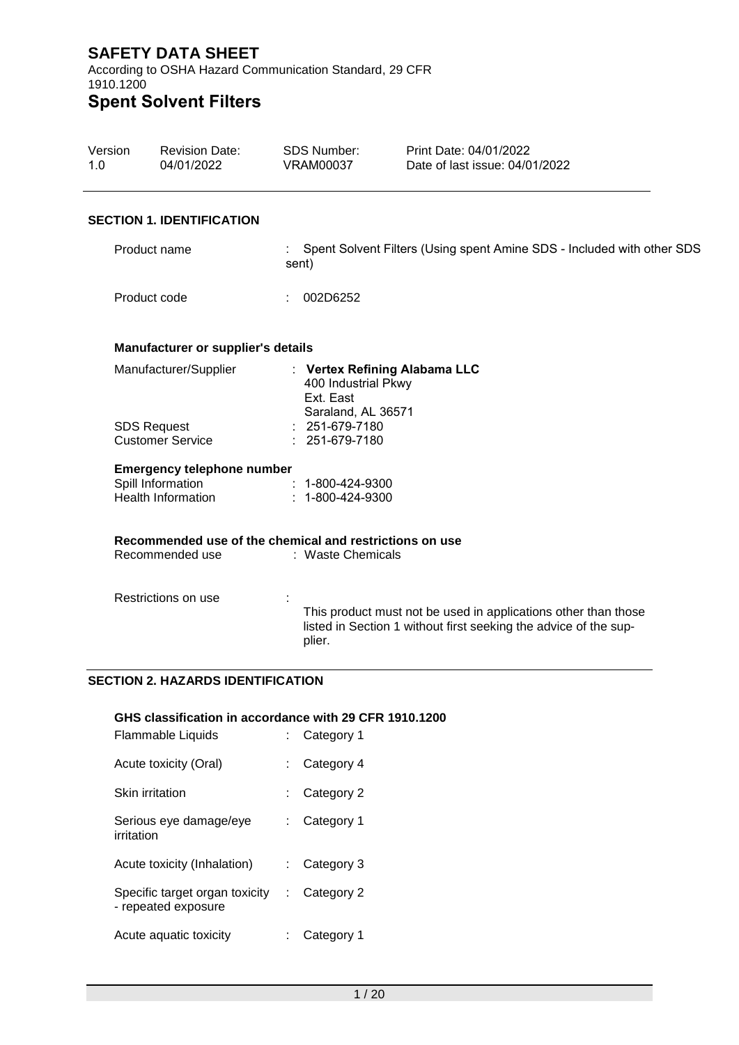# SAFETY DATA SHEET

According to OSHA Hazard Communication Standard, 29 CFR 1910.1200

# Spent Solvent Filters

| Version | Revision Date: | SDS Number: | Print Date: 04/01/2022 |
|---|---|---|---|
| 1.0 | 04/01/2022 | VRAM00037 | Date of last issue: 04/01/2022 |

## SECTION 1. IDENTIFICATION

Product name : Spent Solvent Filters (Using spent Amine SDS - Included with other SDS sent)

Product code : 002D6252

### Manufacturer or supplier's details

Manufacturer/Supplier : **Vertex Refining Alabama LLC**
400 Industrial Pkwy
Ext. East
Saraland, AL 36571

SDS Request : 251-679-7180

Customer Service : 251-679-7180

### Emergency telephone number

Spill Information : 1-800-424-9300

Health Information : 1-800-424-9300

### Recommended use of the chemical and restrictions on use

Recommended use : Waste Chemicals

Restrictions on use : This product must not be used in applications other than those listed in Section 1 without first seeking the advice of the supplier.

## SECTION 2. HAZARDS IDENTIFICATION

### GHS classification in accordance with 29 CFR 1910.1200

| | |
|---|---|
| Flammable Liquids | Category 1 |
| Acute toxicity (Oral) | Category 4 |
| Skin irritation | Category 2 |
| Serious eye damage/eye irritation | Category 1 |
| Acute toxicity (Inhalation) | Category 3 |
| Specific target organ toxicity - repeated exposure | Category 2 |
| Acute aquatic toxicity | Category 1 |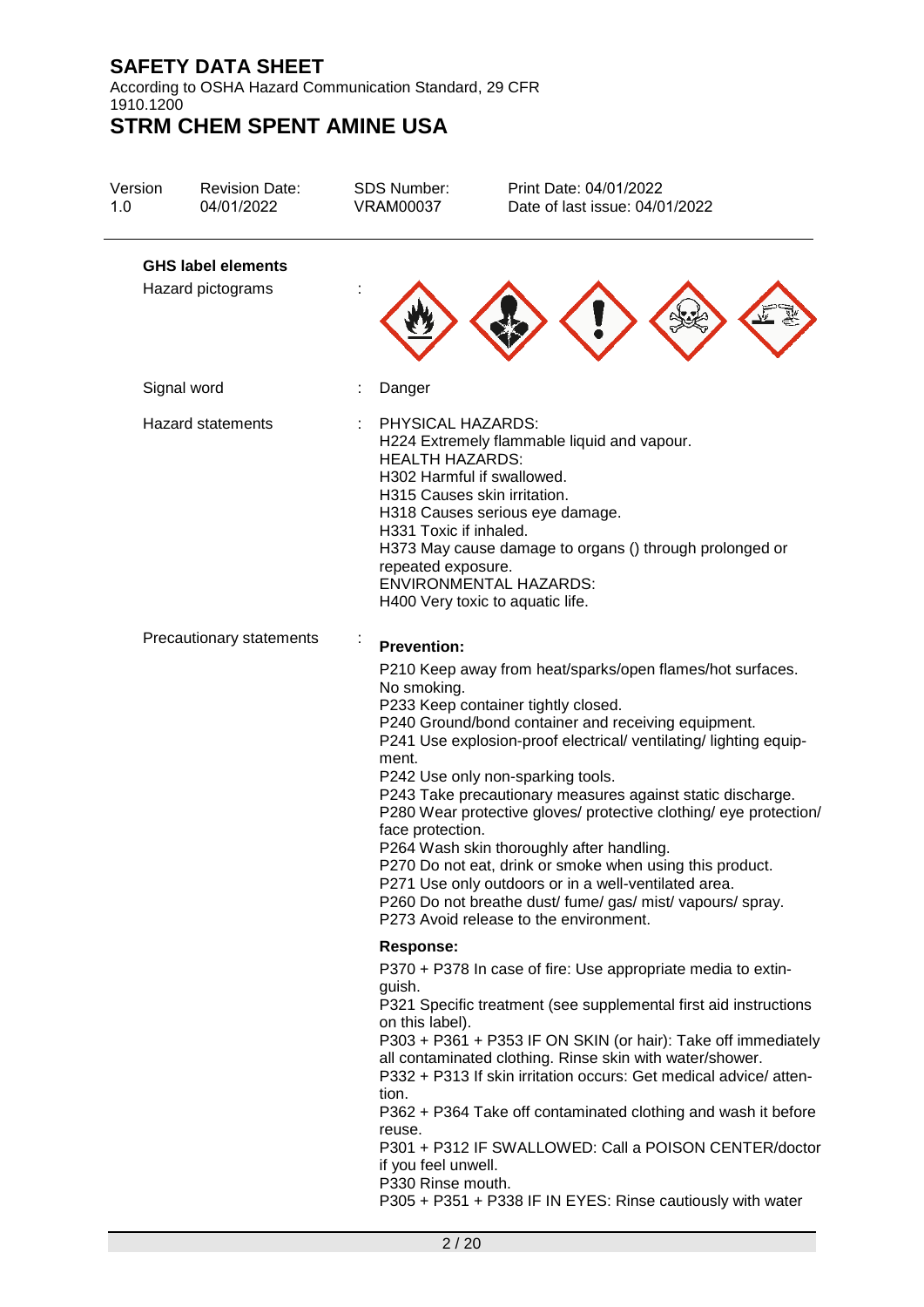**GHS label elements**

Hazard pictograms :

Signal word : Danger

Hazard statements : PHYSICAL HAZARDS:
H224 Extremely flammable liquid and vapour.
HEALTH HAZARDS:
H302 Harmful if swallowed.
H315 Causes skin irritation.
H318 Causes serious eye damage.
H331 Toxic if inhaled.
H373 May cause damage to organs () through prolonged or repeated exposure.
ENVIRONMENTAL HAZARDS:
H400 Very toxic to aquatic life.

Precautionary statements :

**Prevention:**

P210 Keep away from heat/sparks/open flames/hot surfaces. No smoking.
P233 Keep container tightly closed.
P240 Ground/bond container and receiving equipment.
P241 Use explosion-proof electrical/ ventilating/ lighting equipment.
P242 Use only non-sparking tools.
P243 Take precautionary measures against static discharge.
P280 Wear protective gloves/ protective clothing/ eye protection/ face protection.
P264 Wash skin thoroughly after handling.
P270 Do not eat, drink or smoke when using this product.
P271 Use only outdoors or in a well-ventilated area.
P260 Do not breathe dust/ fume/ gas/ mist/ vapours/ spray.
P273 Avoid release to the environment.

**Response:**

P370 + P378 In case of fire: Use appropriate media to extinguish.
P321 Specific treatment (see supplemental first aid instructions on this label).
P303 + P361 + P353 IF ON SKIN (or hair): Take off immediately all contaminated clothing. Rinse skin with water/shower.
P332 + P313 If skin irritation occurs: Get medical advice/ attention.
P362 + P364 Take off contaminated clothing and wash it before reuse.
P301 + P312 IF SWALLOWED: Call a POISON CENTER/doctor if you feel unwell.
P330 Rinse mouth.
P305 + P351 + P338 IF IN EYES: Rinse cautiously with water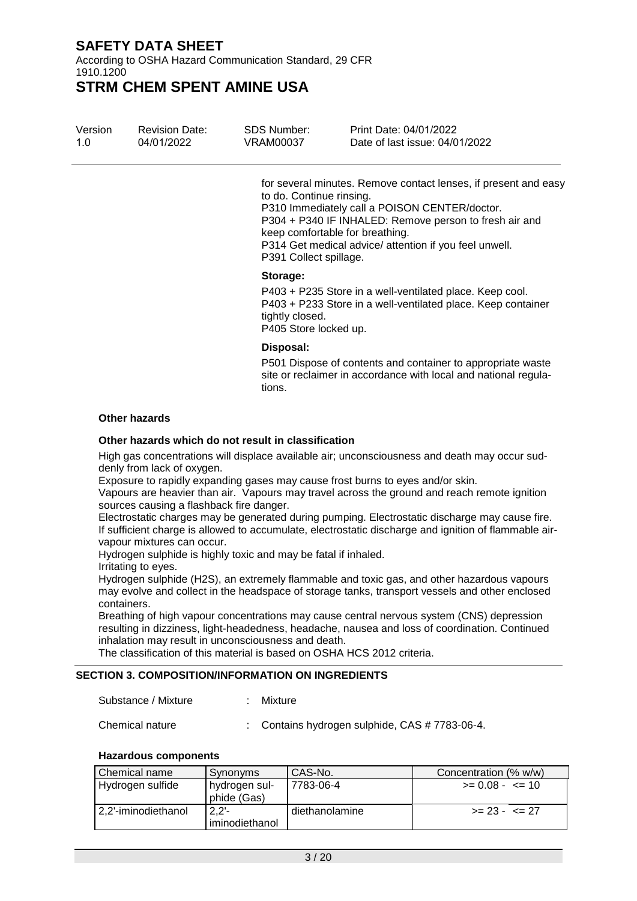for several minutes. Remove contact lenses, if present and easy to do. Continue rinsing.
P310 Immediately call a POISON CENTER/doctor.
P304 + P340 IF INHALED: Remove person to fresh air and keep comfortable for breathing.
P314 Get medical advice/ attention if you feel unwell.
P391 Collect spillage.

**Storage:**

P403 + P235 Store in a well-ventilated place. Keep cool.
P403 + P233 Store in a well-ventilated place. Keep container tightly closed.
P405 Store locked up.

**Disposal:**

P501 Dispose of contents and container to appropriate waste site or reclaimer in accordance with local and national regulations.

**Other hazards**

**Other hazards which do not result in classification**

High gas concentrations will displace available air; unconsciousness and death may occur suddenly from lack of oxygen.
Exposure to rapidly expanding gases may cause frost burns to eyes and/or skin.
Vapours are heavier than air. Vapours may travel across the ground and reach remote ignition sources causing a flashback fire danger.
Electrostatic charges may be generated during pumping. Electrostatic discharge may cause fire.
If sufficient charge is allowed to accumulate, electrostatic discharge and ignition of flammable air-vapour mixtures can occur.
Hydrogen sulphide is highly toxic and may be fatal if inhaled.
Irritating to eyes.
Hydrogen sulphide ($H_2S$), an extremely flammable and toxic gas, and other hazardous vapours may evolve and collect in the headspace of storage tanks, transport vessels and other enclosed containers.
Breathing of high vapour concentrations may cause central nervous system (CNS) depression resulting in dizziness, light-headedness, headache, nausea and loss of coordination. Continued inhalation may result in unconsciousness and death.
The classification of this material is based on OSHA HCS 2012 criteria.

## SECTION 3. COMPOSITION/INFORMATION ON INGREDIENTS

Substance / Mixture : Mixture

Chemical nature : Contains hydrogen sulphide, CAS # 7783-06-4.

**Hazardous components**

| Chemical name | Synonyms | CAS-No. | Concentration (% w/w) |
|---|---|---|---|
| Hydrogen sulfide | hydrogen sulphide (Gas) | 7783-06-4 | >= 0.08 - <= 10 |
| 2,2'-iminodiethanol | 2,2'-iminodiethanol | diethanolamine | >= 23 - <= 27 |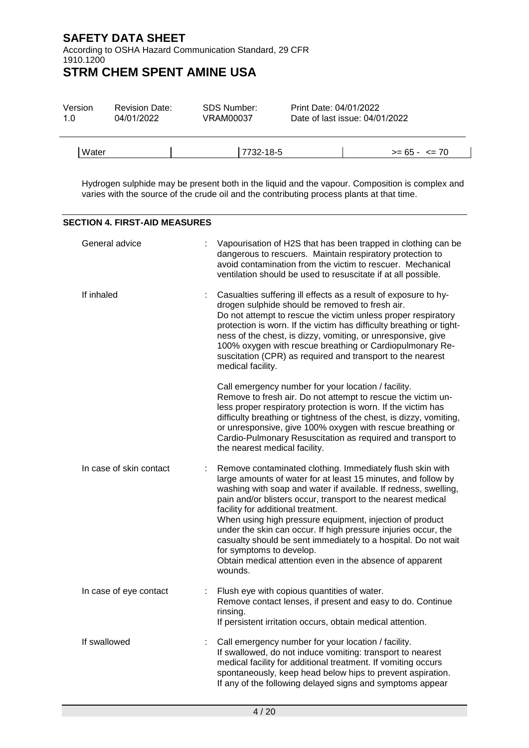| Water | 7732-18-5 | >= 65 - <= 70 |
|---|---|---|

Hydrogen sulphide may be present both in the liquid and the vapour. Composition is complex and varies with the source of the crude oil and the contributing process plants at that time.

## SECTION 4. FIRST-AID MEASURES

General advice : Vapourisation of H2S that has been trapped in clothing can be dangerous to rescuers. Maintain respiratory protection to avoid contamination from the victim to rescuer. Mechanical ventilation should be used to resuscitate if at all possible.

If inhaled : Casualties suffering ill effects as a result of exposure to hydrogen sulphide should be removed to fresh air.
Do not attempt to rescue the victim unless proper respiratory protection is worn. If the victim has difficulty breathing or tightness of the chest, is dizzy, vomiting, or unresponsive, give 100% oxygen with rescue breathing or Cardiopulmonary Resuscitation (CPR) as required and transport to the nearest medical facility.

Call emergency number for your location / facility.
Remove to fresh air. Do not attempt to rescue the victim unless proper respiratory protection is worn. If the victim has difficulty breathing or tightness of the chest, is dizzy, vomiting, or unresponsive, give 100% oxygen with rescue breathing or Cardio-Pulmonary Resuscitation as required and transport to the nearest medical facility.

In case of skin contact : Remove contaminated clothing. Immediately flush skin with large amounts of water for at least 15 minutes, and follow by washing with soap and water if available. If redness, swelling, pain and/or blisters occur, transport to the nearest medical facility for additional treatment.
When using high pressure equipment, injection of product under the skin can occur. If high pressure injuries occur, the casualty should be sent immediately to a hospital. Do not wait for symptoms to develop.
Obtain medical attention even in the absence of apparent wounds.

In case of eye contact : Flush eye with copious quantities of water.
Remove contact lenses, if present and easy to do. Continue rinsing.
If persistent irritation occurs, obtain medical attention.

If swallowed : Call emergency number for your location / facility.
If swallowed, do not induce vomiting: transport to nearest medical facility for additional treatment. If vomiting occurs spontaneously, keep head below hips to prevent aspiration.
If any of the following delayed signs and symptoms appear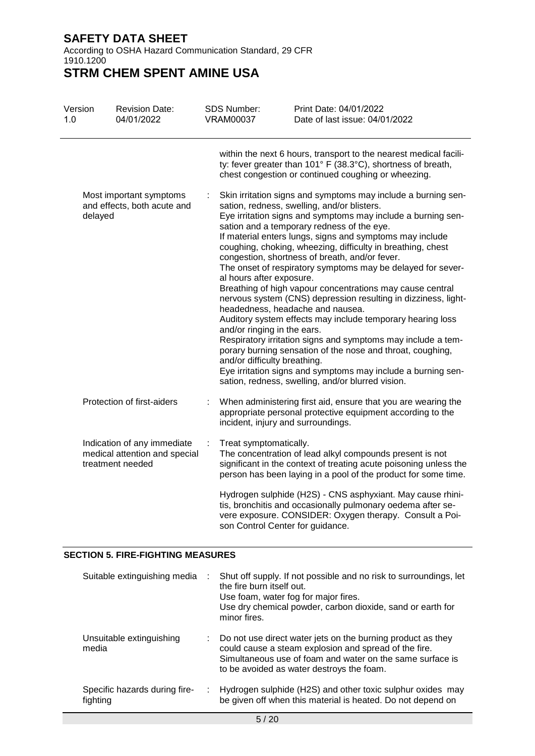within the next 6 hours, transport to the nearest medical facility: fever greater than 101° F (38.3°C), shortness of breath, chest congestion or continued coughing or wheezing.

| | | |
|---|---|---|
| Most important symptoms and effects, both acute and delayed | : | Skin irritation signs and symptoms may include a burning sensation, redness, swelling, and/or blisters.<br>Eye irritation signs and symptoms may include a burning sensation and a temporary redness of the eye.<br>If material enters lungs, signs and symptoms may include coughing, choking, wheezing, difficulty in breathing, chest congestion, shortness of breath, and/or fever.<br>The onset of respiratory symptoms may be delayed for several hours after exposure.<br>Breathing of high vapour concentrations may cause central nervous system (CNS) depression resulting in dizziness, light-headedness, headache and nausea.<br>Auditory system effects may include temporary hearing loss and/or ringing in the ears.<br>Respiratory irritation signs and symptoms may include a temporary burning sensation of the nose and throat, coughing, and/or difficulty breathing.<br>Eye irritation signs and symptoms may include a burning sensation, redness, swelling, and/or blurred vision. |
| Protection of first-aiders | : | When administering first aid, ensure that you are wearing the appropriate personal protective equipment according to the incident, injury and surroundings. |
| Indication of any immediate medical attention and special treatment needed | : | Treat symptomatically.<br>The concentration of lead alkyl compounds present is not significant in the context of treating acute poisoning unless the person has been laying in a pool of the product for some time.<br><br>Hydrogen sulphide ($H_2S$) - CNS asphyxiant. May cause rhinitis, bronchitis and occasionally pulmonary oedema after severe exposure. CONSIDER: Oxygen therapy. Consult a Poison Control Center for guidance. |

## SECTION 5. FIRE-FIGHTING MEASURES

| | | |
|---|---|---|
| Suitable extinguishing media | : | Shut off supply. If not possible and no risk to surroundings, let the fire burn itself out.<br>Use foam, water fog for major fires.<br>Use dry chemical powder, carbon dioxide, sand or earth for minor fires. |
| Unsuitable extinguishing media | : | Do not use direct water jets on the burning product as they could cause a steam explosion and spread of the fire.<br>Simultaneous use of foam and water on the same surface is to be avoided as water destroys the foam. |
| Specific hazards during firefighting | : | Hydrogen sulphide ($H_2S$) and other toxic sulphur oxides may be given off when this material is heated. Do not depend on |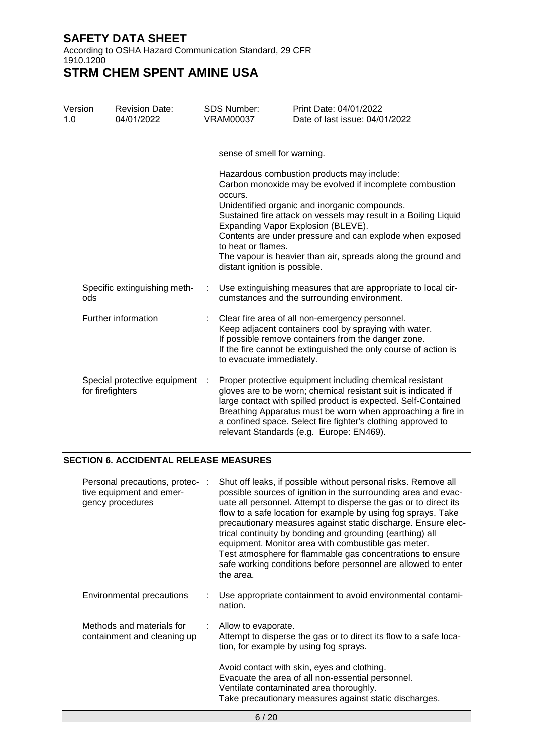sense of smell for warning.

Hazardous combustion products may include:
Carbon monoxide may be evolved if incomplete combustion occurs.
Unidentified organic and inorganic compounds.
Sustained fire attack on vessels may result in a Boiling Liquid Expanding Vapor Explosion (BLEVE).
Contents are under pressure and can explode when exposed to heat or flames.
The vapour is heavier than air, spreads along the ground and distant ignition is possible.

| | | |
|---|---|---|
| Specific extinguishing methods | : | Use extinguishing measures that are appropriate to local circumstances and the surrounding environment. |
| Further information | : | Clear fire area of all non-emergency personnel.<br>Keep adjacent containers cool by spraying with water.<br>If possible remove containers from the danger zone.<br>If the fire cannot be extinguished the only course of action is to evacuate immediately. |
| Special protective equipment for firefighters | : | Proper protective equipment including chemical resistant gloves are to be worn; chemical resistant suit is indicated if large contact with spilled product is expected. Self-Contained Breathing Apparatus must be worn when approaching a fire in a confined space. Select fire fighter's clothing approved to relevant Standards (e.g. Europe: EN469). |

## SECTION 6. ACCIDENTAL RELEASE MEASURES

| | | |
|---|---|---|
| Personal precautions, protective equipment and emergency procedures | : | Shut off leaks, if possible without personal risks. Remove all possible sources of ignition in the surrounding area and evacuate all personnel. Attempt to disperse the gas or to direct its flow to a safe location for example by using fog sprays. Take precautionary measures against static discharge. Ensure electrical continuity by bonding and grounding (earthing) all equipment. Monitor area with combustible gas meter.<br>Test atmosphere for flammable gas concentrations to ensure safe working conditions before personnel are allowed to enter the area. |
| Environmental precautions | : | Use appropriate containment to avoid environmental contamination. |
| Methods and materials for containment and cleaning up | : | Allow to evaporate.<br>Attempt to disperse the gas or to direct its flow to a safe location, for example by using fog sprays.<br><br>Avoid contact with skin, eyes and clothing.<br>Evacuate the area of all non-essential personnel.<br>Ventilate contaminated area thoroughly.<br>Take precautionary measures against static discharges. |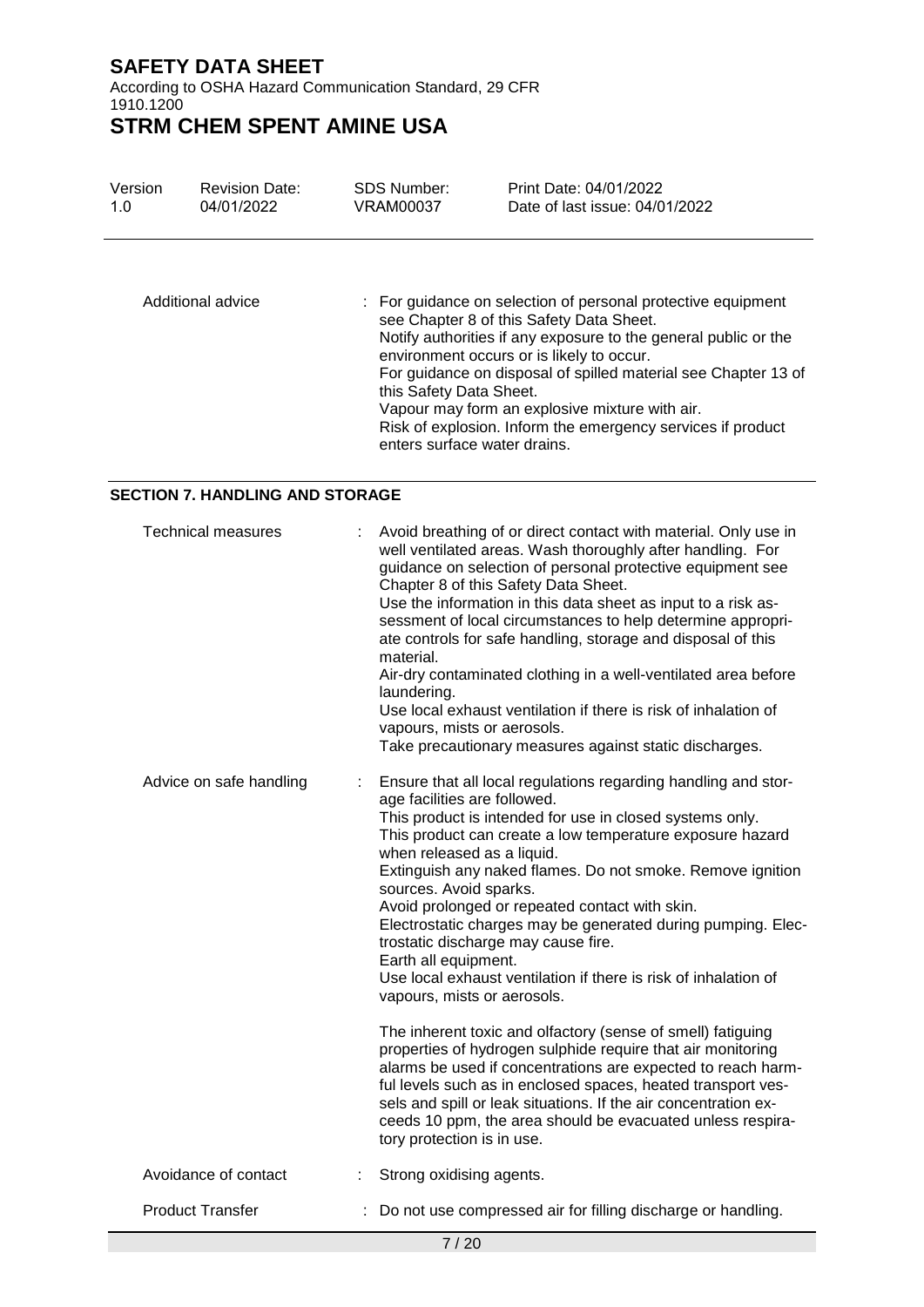Additional advice : For guidance on selection of personal protective equipment see Chapter 8 of this Safety Data Sheet.
Notify authorities if any exposure to the general public or the environment occurs or is likely to occur.
For guidance on disposal of spilled material see Chapter 13 of this Safety Data Sheet.
Vapour may form an explosive mixture with air.
Risk of explosion. Inform the emergency services if product enters surface water drains.

## SECTION 7. HANDLING AND STORAGE

| | |
|---|---|
| Technical measures | : Avoid breathing of or direct contact with material. Only use in well ventilated areas. Wash thoroughly after handling. For guidance on selection of personal protective equipment see Chapter 8 of this Safety Data Sheet.<br>Use the information in this data sheet as input to a risk assessment of local circumstances to help determine appropriate controls for safe handling, storage and disposal of this material.<br>Air-dry contaminated clothing in a well-ventilated area before laundering.<br>Use local exhaust ventilation if there is risk of inhalation of vapours, mists or aerosols.<br>Take precautionary measures against static discharges. |
| Advice on safe handling | : Ensure that all local regulations regarding handling and storage facilities are followed.<br>This product is intended for use in closed systems only.<br>This product can create a low temperature exposure hazard when released as a liquid.<br>Extinguish any naked flames. Do not smoke. Remove ignition sources. Avoid sparks.<br>Avoid prolonged or repeated contact with skin.<br>Electrostatic charges may be generated during pumping. Electrostatic discharge may cause fire.<br>Earth all equipment.<br>Use local exhaust ventilation if there is risk of inhalation of vapours, mists or aerosols.<br><br>The inherent toxic and olfactory (sense of smell) fatiguing properties of hydrogen sulphide require that air monitoring alarms be used if concentrations are expected to reach harmful levels such as in enclosed spaces, heated transport vessels and spill or leak situations. If the air concentration exceeds 10 ppm, the area should be evacuated unless respiratory protection is in use. |
| Avoidance of contact | : Strong oxidising agents. |
| Product Transfer | : Do not use compressed air for filling discharge or handling. |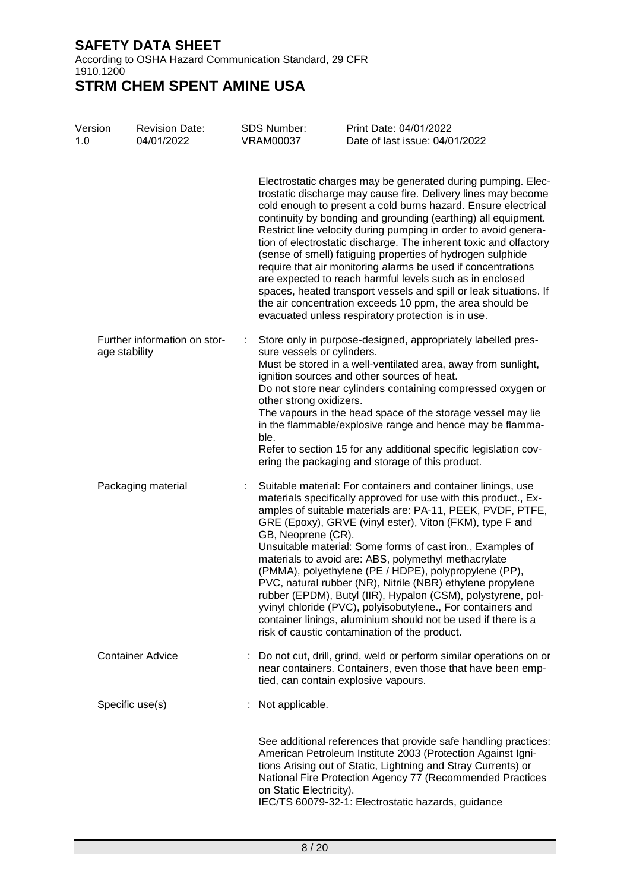Electrostatic charges may be generated during pumping. Electrostatic discharge may cause fire. Delivery lines may become cold enough to present a cold burns hazard. Ensure electrical continuity by bonding and grounding (earthing) all equipment. Restrict line velocity during pumping in order to avoid generation of electrostatic discharge. The inherent toxic and olfactory (sense of smell) fatiguing properties of hydrogen sulphide require that air monitoring alarms be used if concentrations are expected to reach harmful levels such as in enclosed spaces, heated transport vessels and spill or leak situations. If the air concentration exceeds 10 ppm, the area should be evacuated unless respiratory protection is in use.

Further information on storage stability : Store only in purpose-designed, appropriately labelled pressure vessels or cylinders.
Must be stored in a well-ventilated area, away from sunlight, ignition sources and other sources of heat.
Do not store near cylinders containing compressed oxygen or other strong oxidizers.
The vapours in the head space of the storage vessel may lie in the flammable/explosive range and hence may be flammable.
Refer to section 15 for any additional specific legislation covering the packaging and storage of this product.

Packaging material : Suitable material: For containers and container linings, use materials specifically approved for use with this product., Examples of suitable materials are: PA-11, PEEK, PVDF, PTFE, GRE (Epoxy), GRVE (vinyl ester), Viton (FKM), type F and GB, Neoprene (CR).
Unsuitable material: Some forms of cast iron., Examples of materials to avoid are: ABS, polymethyl methacrylate (PMMA), polyethylene (PE / HDPE), polypropylene (PP), PVC, natural rubber (NR), Nitrile (NBR) ethylene propylene rubber (EPDM), Butyl (IIR), Hypalon (CSM), polystyrene, polyvinyl chloride (PVC), polyisobutylene., For containers and container linings, aluminium should not be used if there is a risk of caustic contamination of the product.

Container Advice : Do not cut, drill, grind, weld or perform similar operations on or near containers. Containers, even those that have been emptied, can contain explosive vapours.

Specific use(s) : Not applicable.

See additional references that provide safe handling practices: American Petroleum Institute 2003 (Protection Against Ignitions Arising out of Static, Lightning and Stray Currents) or National Fire Protection Agency 77 (Recommended Practices on Static Electricity).
IEC/TS 60079-32-1: Electrostatic hazards, guidance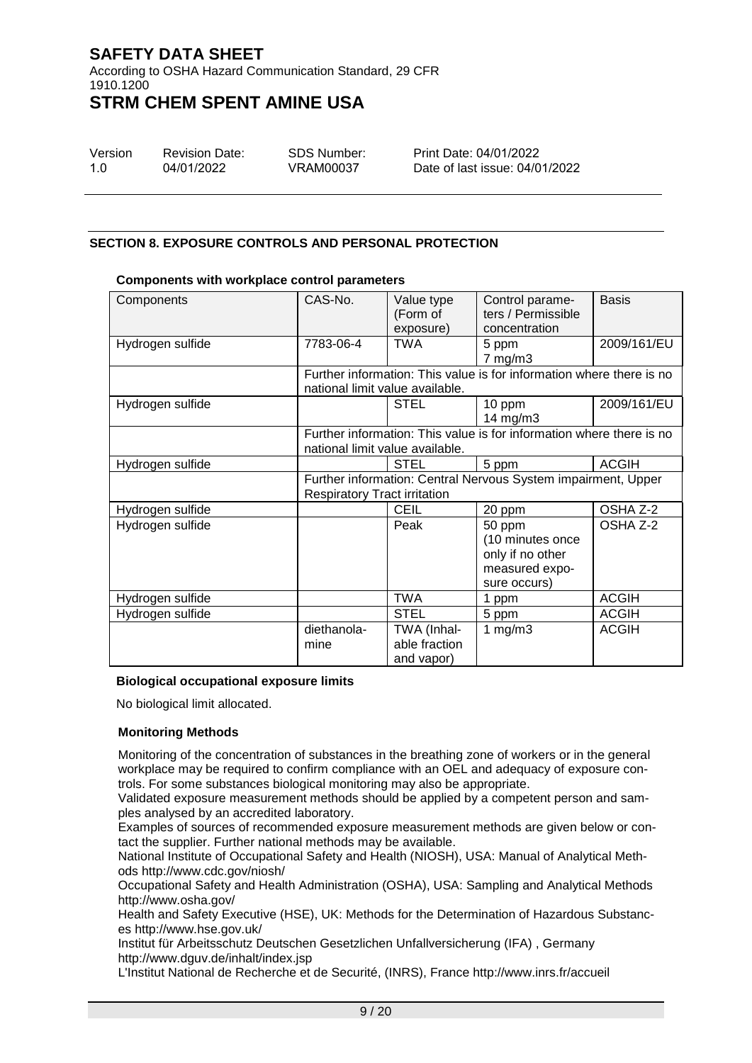# SAFETY DATA SHEET

According to OSHA Hazard Communication Standard, 29 CFR 1910.1200

# STRM CHEM SPENT AMINE USA

| Version | Revision Date: | SDS Number: | Print Date: 04/01/2022 |
|---|---|---|---|
| 1.0 | 04/01/2022 | VRAM00037 | Date of last issue: 04/01/2022 |

## SECTION 8. EXPOSURE CONTROLS AND PERSONAL PROTECTION

**Components with workplace control parameters**

| Components | CAS-No. | Value type (Form of exposure) | Control parameters / Permissible concentration | Basis |
|---|---|---|---|---|
| Hydrogen sulfide | 7783-06-4 | TWA | 5 ppm<br>7 mg/m3 | 2009/161/EU |
| | Further information: This value is for information where there is no national limit value available. | | | |
| Hydrogen sulfide | | STEL | 10 ppm<br>14 mg/m3 | 2009/161/EU |
| | Further information: This value is for information where there is no national limit value available. | | | |
| Hydrogen sulfide | | STEL | 5 ppm | ACGIH |
| | Further information: Central Nervous System impairment, Upper Respiratory Tract irritation | | | |
| Hydrogen sulfide | | CEIL | 20 ppm | OSHA Z-2 |
| Hydrogen sulfide | | Peak | 50 ppm<br>(10 minutes once only if no other measured exposure occurs) | OSHA Z-2 |
| Hydrogen sulfide | | TWA | 1 ppm | ACGIH |
| Hydrogen sulfide | | STEL | 5 ppm | ACGIH |
| | diethanolamine | TWA (Inhalable fraction and vapor) | 1 mg/m3 | ACGIH |

**Biological occupational exposure limits**

No biological limit allocated.

**Monitoring Methods**

Monitoring of the concentration of substances in the breathing zone of workers or in the general workplace may be required to confirm compliance with an OEL and adequacy of exposure controls. For some substances biological monitoring may also be appropriate.

Validated exposure measurement methods should be applied by a competent person and samples analysed by an accredited laboratory.

Examples of sources of recommended exposure measurement methods are given below or contact the supplier. Further national methods may be available.

National Institute of Occupational Safety and Health (NIOSH), USA: Manual of Analytical Methods http://www.cdc.gov/niosh/

Occupational Safety and Health Administration (OSHA), USA: Sampling and Analytical Methods http://www.osha.gov/

Health and Safety Executive (HSE), UK: Methods for the Determination of Hazardous Substances http://www.hse.gov.uk/

Institut für Arbeitsschutz Deutschen Gesetzlichen Unfallversicherung (IFA) , Germany http://www.dguv.de/inhalt/index.jsp

L'Institut National de Recherche et de Securité, (INRS), France http://www.inrs.fr/accueil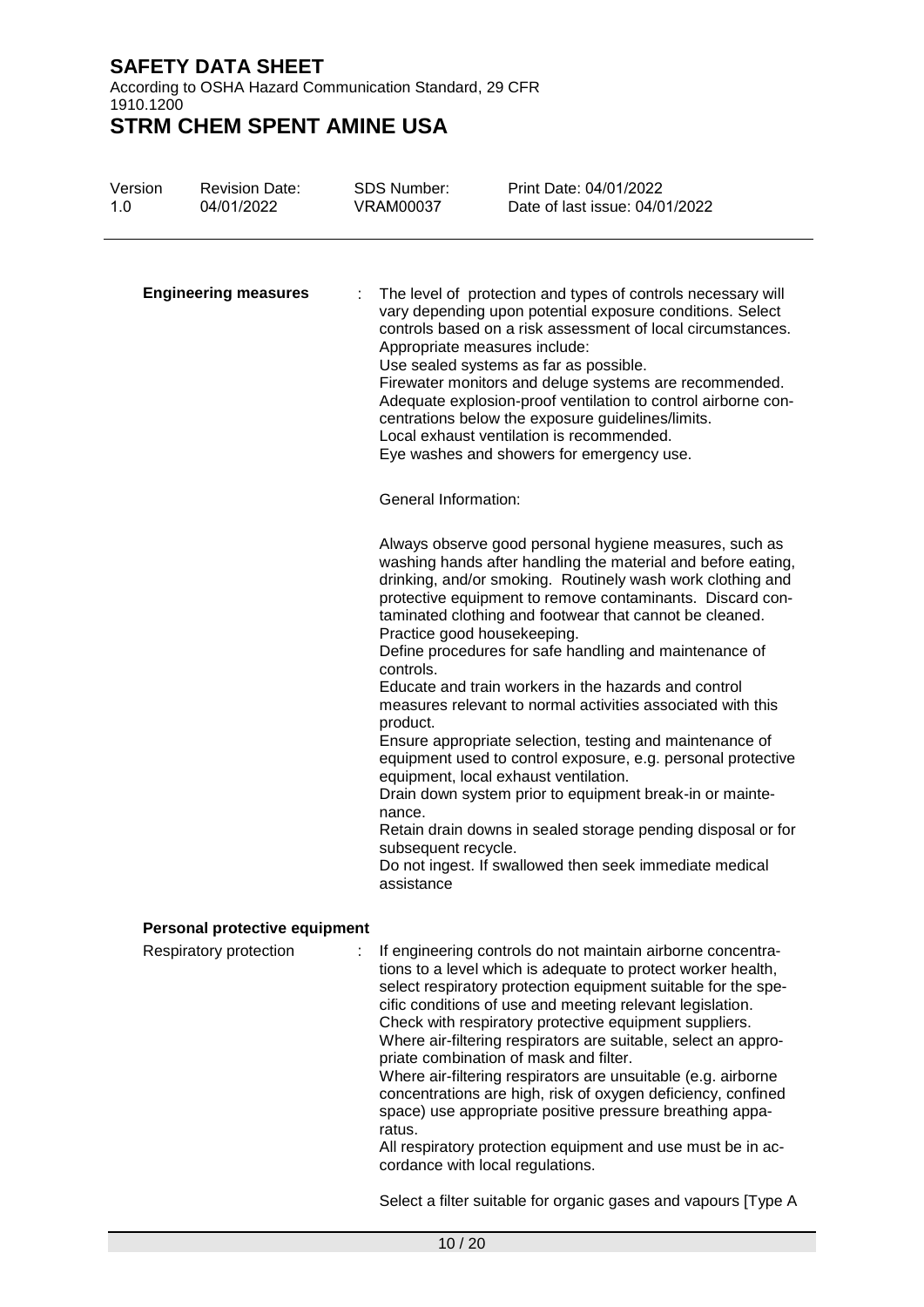| | | |
|---|---|---|
| **Engineering measures** | : | The level of protection and types of controls necessary will vary depending upon potential exposure conditions. Select controls based on a risk assessment of local circumstances. Appropriate measures include: Use sealed systems as far as possible. Firewater monitors and deluge systems are recommended. Adequate explosion-proof ventilation to control airborne concentrations below the exposure guidelines/limits. Local exhaust ventilation is recommended. Eye washes and showers for emergency use. |
| | | General Information: |
| | | Always observe good personal hygiene measures, such as washing hands after handling the material and before eating, drinking, and/or smoking. Routinely wash work clothing and protective equipment to remove contaminants. Discard contaminated clothing and footwear that cannot be cleaned. Practice good housekeeping. Define procedures for safe handling and maintenance of controls. Educate and train workers in the hazards and control measures relevant to normal activities associated with this product. Ensure appropriate selection, testing and maintenance of equipment used to control exposure, e.g. personal protective equipment, local exhaust ventilation. Drain down system prior to equipment break-in or maintenance. Retain drain downs in sealed storage pending disposal or for subsequent recycle. Do not ingest. If swallowed then seek immediate medical assistance |

**Personal protective equipment**

| | | |
|---|---|---|
| Respiratory protection | : | If engineering controls do not maintain airborne concentrations to a level which is adequate to protect worker health, select respiratory protection equipment suitable for the specific conditions of use and meeting relevant legislation. Check with respiratory protective equipment suppliers. Where air-filtering respirators are suitable, select an appropriate combination of mask and filter. Where air-filtering respirators are unsuitable (e.g. airborne concentrations are high, risk of oxygen deficiency, confined space) use appropriate positive pressure breathing apparatus. All respiratory protection equipment and use must be in accordance with local regulations. |
| | | Select a filter suitable for organic gases and vapours [Type A |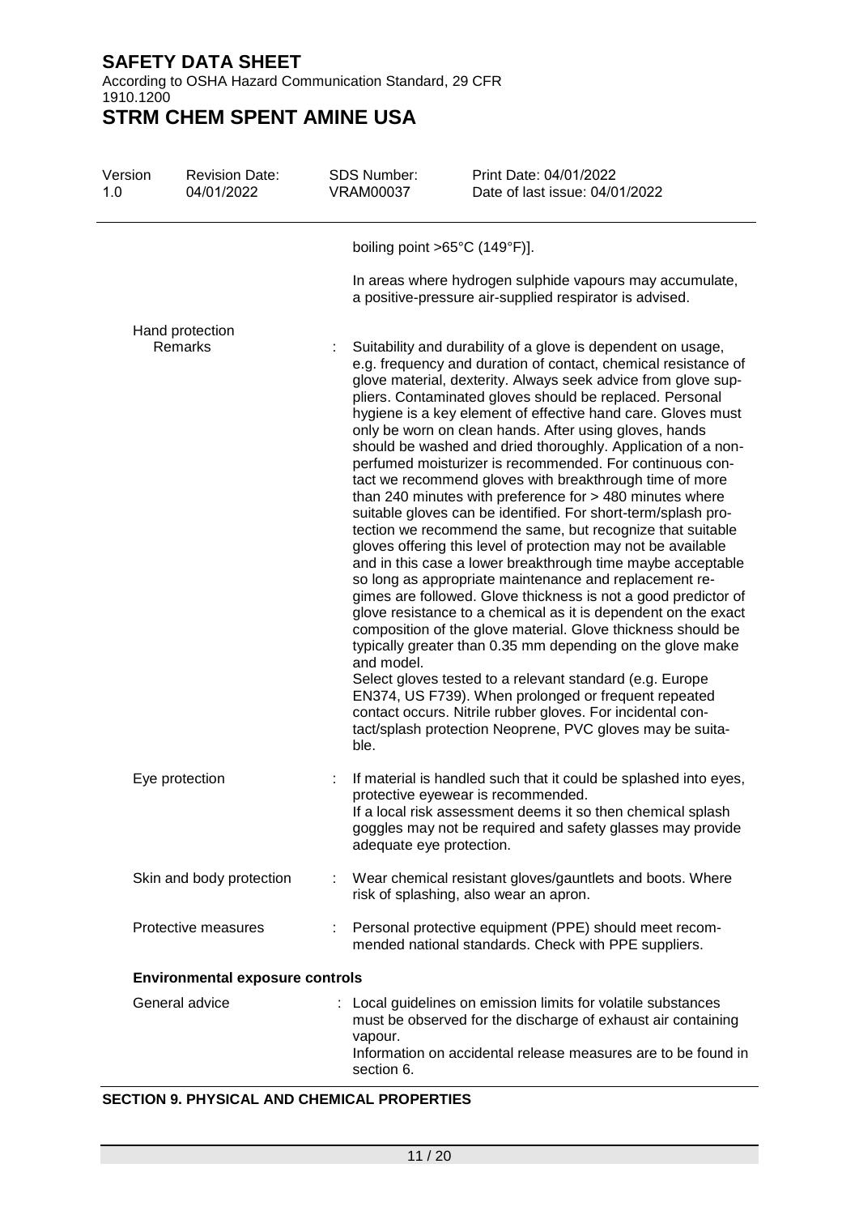boiling point >65°C (149°F)].

In areas where hydrogen sulphide vapours may accumulate, a positive-pressure air-supplied respirator is advised.

Hand protection

| | | |
|---|---|---|
| Remarks | : | Suitability and durability of a glove is dependent on usage, e.g. frequency and duration of contact, chemical resistance of glove material, dexterity. Always seek advice from glove suppliers. Contaminated gloves should be replaced. Personal hygiene is a key element of effective hand care. Gloves must only be worn on clean hands. After using gloves, hands should be washed and dried thoroughly. Application of a non-perfumed moisturizer is recommended. For continuous contact we recommend gloves with breakthrough time of more than 240 minutes with preference for > 480 minutes where suitable gloves can be identified. For short-term/splash protection we recommend the same, but recognize that suitable gloves offering this level of protection may not be available and in this case a lower breakthrough time maybe acceptable so long as appropriate maintenance and replacement regimes are followed. Glove thickness is not a good predictor of glove resistance to a chemical as it is dependent on the exact composition of the glove material. Glove thickness should be typically greater than 0.35 mm depending on the glove make and model.<br>Select gloves tested to a relevant standard (e.g. Europe EN374, US F739). When prolonged or frequent repeated contact occurs. Nitrile rubber gloves. For incidental contact/splash protection Neoprene, PVC gloves may be suitable. |
| Eye protection | : | If material is handled such that it could be splashed into eyes, protective eyewear is recommended.<br>If a local risk assessment deems it so then chemical splash goggles may not be required and safety glasses may provide adequate eye protection. |
| Skin and body protection | : | Wear chemical resistant gloves/gauntlets and boots. Where risk of splashing, also wear an apron. |
| Protective measures | : | Personal protective equipment (PPE) should meet recommended national standards. Check with PPE suppliers. |

**Environmental exposure controls**

| | | |
|---|---|---|
| General advice | : | Local guidelines on emission limits for volatile substances must be observed for the discharge of exhaust air containing vapour.<br>Information on accidental release measures are to be found in section 6. |

## SECTION 9. PHYSICAL AND CHEMICAL PROPERTIES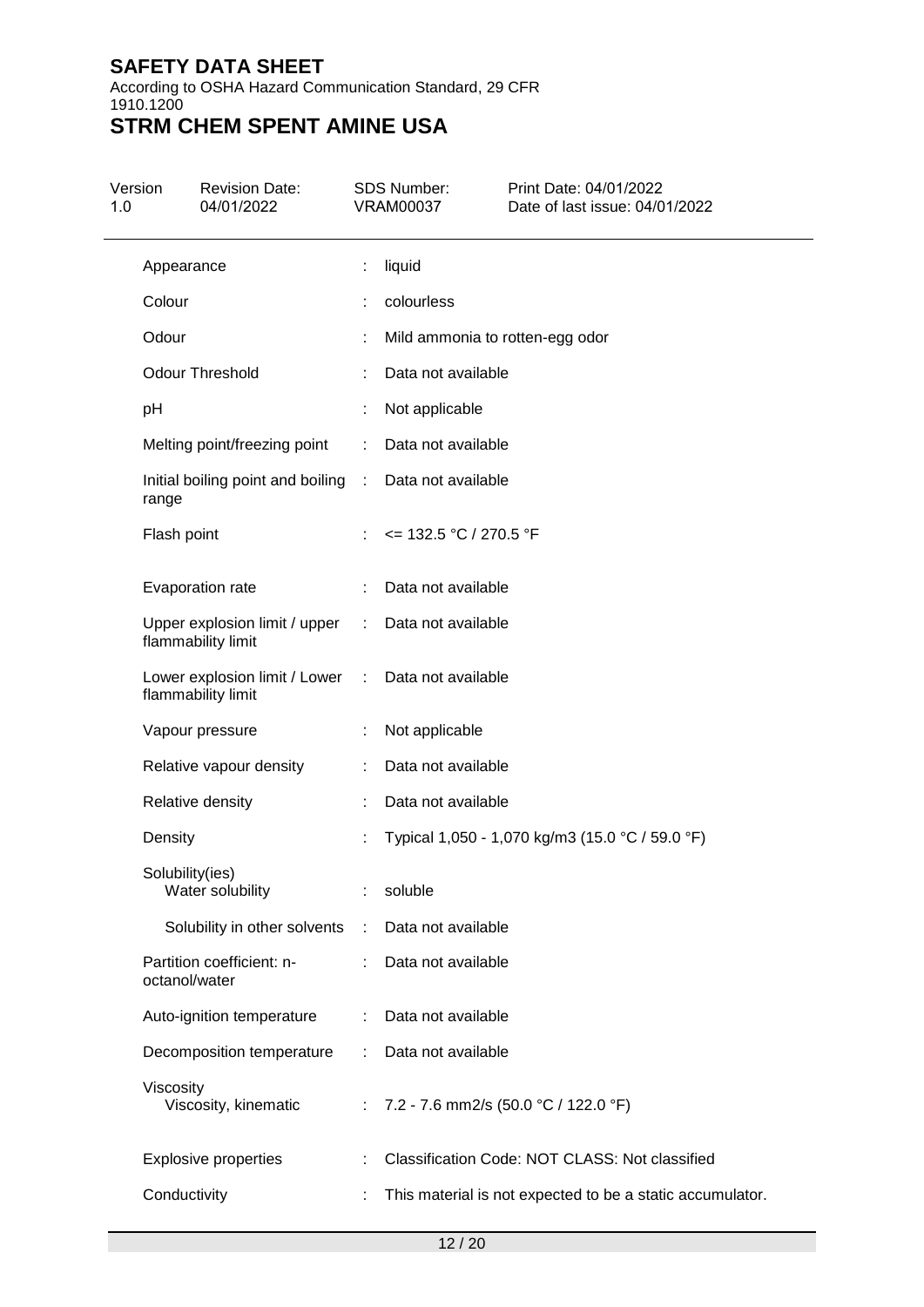| Property | | Value |
|---|---|---|
| Appearance | : | liquid |
| Colour | : | colourless |
| Odour | : | Mild ammonia to rotten-egg odor |
| Odour Threshold | : | Data not available |
| pH | : | Not applicable |
| Melting point/freezing point | : | Data not available |
| Initial boiling point and boiling range | : | Data not available |
| Flash point | : | <= 132.5 °C / 270.5 °F |
| Evaporation rate | : | Data not available |
| Upper explosion limit / upper flammability limit | : | Data not available |
| Lower explosion limit / Lower flammability limit | : | Data not available |
| Vapour pressure | : | Not applicable |
| Relative vapour density | : | Data not available |
| Relative density | : | Data not available |
| Density | : | Typical 1,050 - 1,070 kg/m3 (15.0 °C / 59.0 °F) |
| Solubility(ies) | | |
| Water solubility | : | soluble |
| Solubility in other solvents | : | Data not available |
| Partition coefficient: n-octanol/water | : | Data not available |
| Auto-ignition temperature | : | Data not available |
| Decomposition temperature | : | Data not available |
| Viscosity | | |
| Viscosity, kinematic | : | 7.2 - 7.6 mm2/s (50.0 °C / 122.0 °F) |
| Explosive properties | : | Classification Code: NOT CLASS: Not classified |
| Conductivity | : | This material is not expected to be a static accumulator. |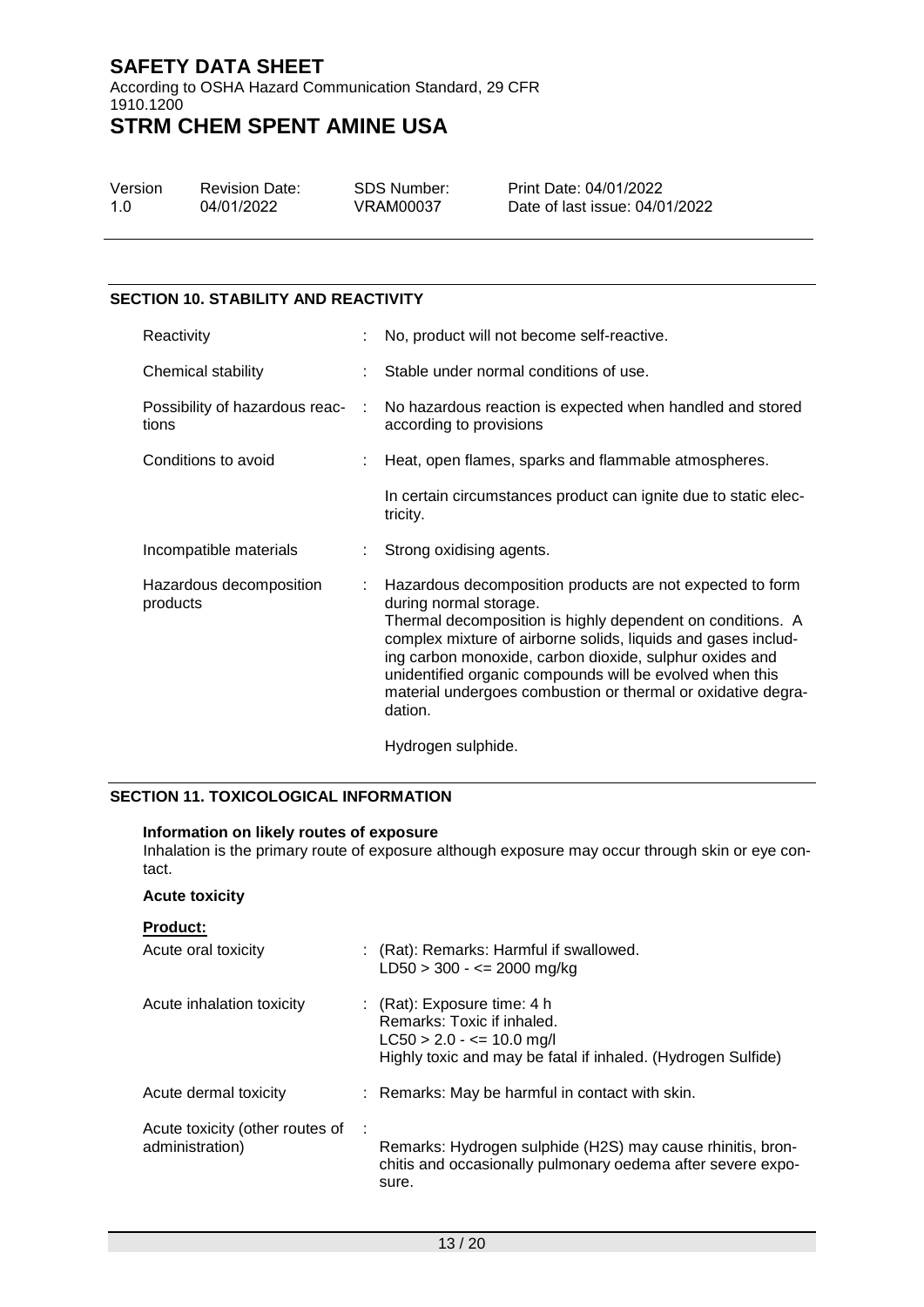## SECTION 10. STABILITY AND REACTIVITY

| | |
|---|---|
| Reactivity | : No, product will not become self-reactive. |
| Chemical stability | : Stable under normal conditions of use. |
| Possibility of hazardous reactions | : No hazardous reaction is expected when handled and stored according to provisions |
| Conditions to avoid | : Heat, open flames, sparks and flammable atmospheres.<br><br>In certain circumstances product can ignite due to static electricity. |
| Incompatible materials | : Strong oxidising agents. |
| Hazardous decomposition products | : Hazardous decomposition products are not expected to form during normal storage.<br>Thermal decomposition is highly dependent on conditions. A complex mixture of airborne solids, liquids and gases including carbon monoxide, carbon dioxide, sulphur oxides and unidentified organic compounds will be evolved when this material undergoes combustion or thermal or oxidative degradation.<br><br>Hydrogen sulphide. |

## SECTION 11. TOXICOLOGICAL INFORMATION

**Information on likely routes of exposure**

Inhalation is the primary route of exposure although exposure may occur through skin or eye contact.

**Acute toxicity**

**Product:**

| | |
|---|---|
| Acute oral toxicity | : (Rat): Remarks: Harmful if swallowed.<br>LD50 > 300 - <= 2000 mg/kg |
| Acute inhalation toxicity | : (Rat): Exposure time: 4 h<br>Remarks: Toxic if inhaled.<br>LC50 > 2.0 - <= 10.0 mg/l<br>Highly toxic and may be fatal if inhaled. (Hydrogen Sulfide) |
| Acute dermal toxicity | : Remarks: May be harmful in contact with skin. |
| Acute toxicity (other routes of administration) | : Remarks: Hydrogen sulphide ($H_2S$) may cause rhinitis, bronchitis and occasionally pulmonary oedema after severe exposure. |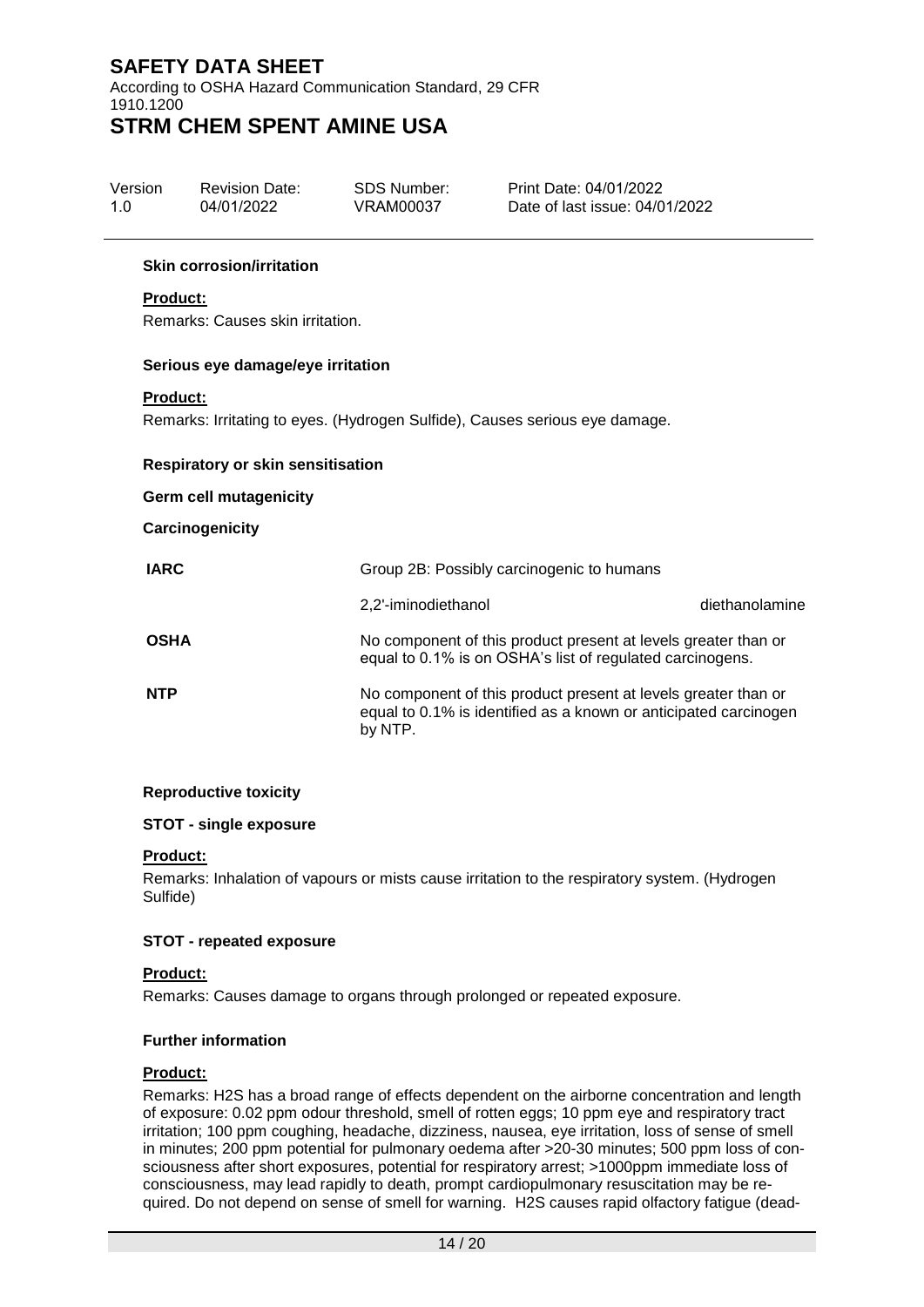#### Skin corrosion/irritation

**Product:**

Remarks: Causes skin irritation.

#### Serious eye damage/eye irritation

**Product:**

Remarks: Irritating to eyes. (Hydrogen Sulfide), Causes serious eye damage.

#### Respiratory or skin sensitisation

#### Germ cell mutagenicity

#### Carcinogenicity

| | | |
|---|---|---|
| **IARC** | Group 2B: Possibly carcinogenic to humans | |
| | 2,2'-iminodiethanol | diethanolamine |
| **OSHA** | No component of this product present at levels greater than or equal to 0.1% is on OSHA's list of regulated carcinogens. | |
| **NTP** | No component of this product present at levels greater than or equal to 0.1% is identified as a known or anticipated carcinogen by NTP. | |

#### Reproductive toxicity

#### STOT - single exposure

**Product:**

Remarks: Inhalation of vapours or mists cause irritation to the respiratory system. (Hydrogen Sulfide)

#### STOT - repeated exposure

**Product:**

Remarks: Causes damage to organs through prolonged or repeated exposure.

#### Further information

**Product:**

Remarks: H2S has a broad range of effects dependent on the airborne concentration and length of exposure: 0.02 ppm odour threshold, smell of rotten eggs; 10 ppm eye and respiratory tract irritation; 100 ppm coughing, headache, dizziness, nausea, eye irritation, loss of sense of smell in minutes; 200 ppm potential for pulmonary oedema after >20-30 minutes; 500 ppm loss of consciousness after short exposures, potential for respiratory arrest; >1000ppm immediate loss of consciousness, may lead rapidly to death, prompt cardiopulmonary resuscitation may be required. Do not depend on sense of smell for warning. H2S causes rapid olfactory fatigue (dead-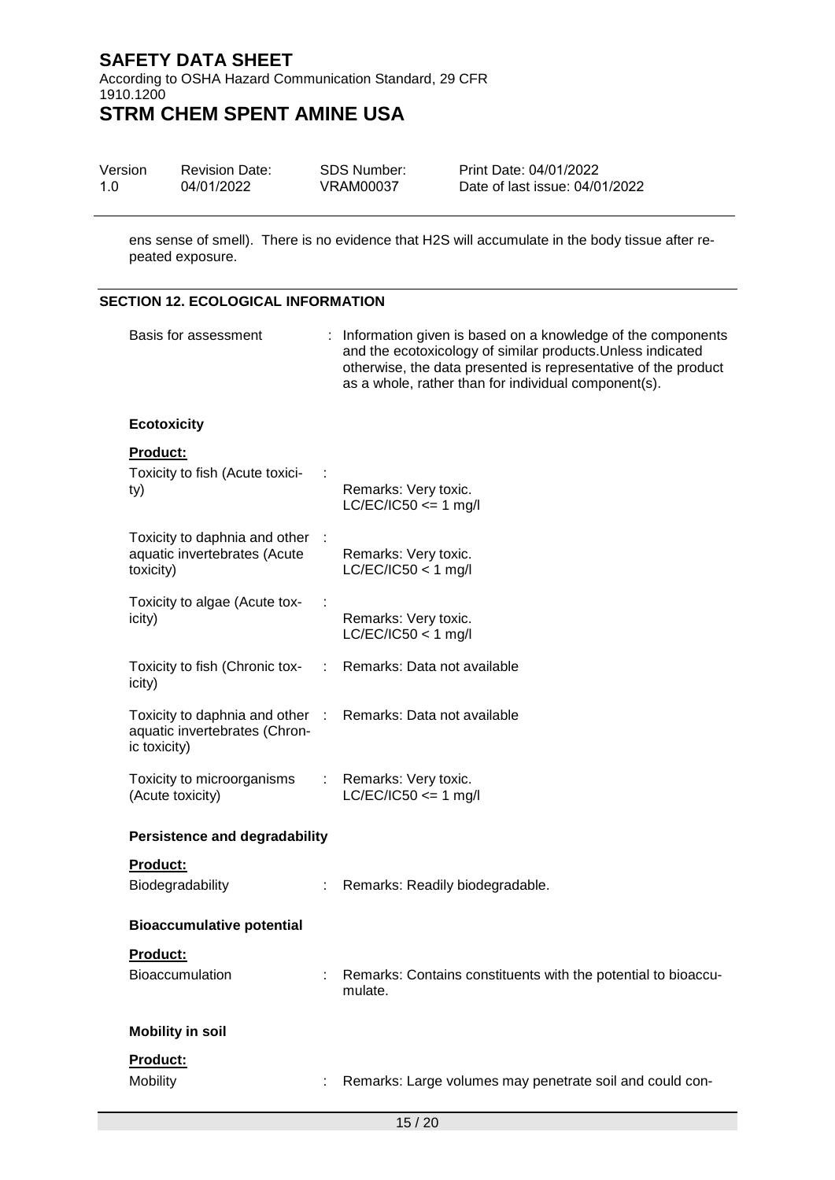ens sense of smell). There is no evidence that $H_2S$ will accumulate in the body tissue after repeated exposure.

## SECTION 12. ECOLOGICAL INFORMATION

Basis for assessment : Information given is based on a knowledge of the components and the ecotoxicology of similar products.Unless indicated otherwise, the data presented is representative of the product as a whole, rather than for individual component(s).

### Ecotoxicity

**Product:**

| | | |
|---|---|---|
| Toxicity to fish (Acute toxicity) | : | Remarks: Very toxic. LC/EC/IC50 <= 1 mg/l |
| Toxicity to daphnia and other aquatic invertebrates (Acute toxicity) | : | Remarks: Very toxic. LC/EC/IC50 < 1 mg/l |
| Toxicity to algae (Acute toxicity) | : | Remarks: Very toxic. LC/EC/IC50 < 1 mg/l |
| Toxicity to fish (Chronic toxicity) | : | Remarks: Data not available |
| Toxicity to daphnia and other aquatic invertebrates (Chronic toxicity) | : | Remarks: Data not available |
| Toxicity to microorganisms (Acute toxicity) | : | Remarks: Very toxic. LC/EC/IC50 <= 1 mg/l |

### Persistence and degradability

**Product:**

Biodegradability : Remarks: Readily biodegradable.

### Bioaccumulative potential

**Product:**

Bioaccumulation : Remarks: Contains constituents with the potential to bioaccumulate.

### Mobility in soil

**Product:**

Mobility : Remarks: Large volumes may penetrate soil and could con-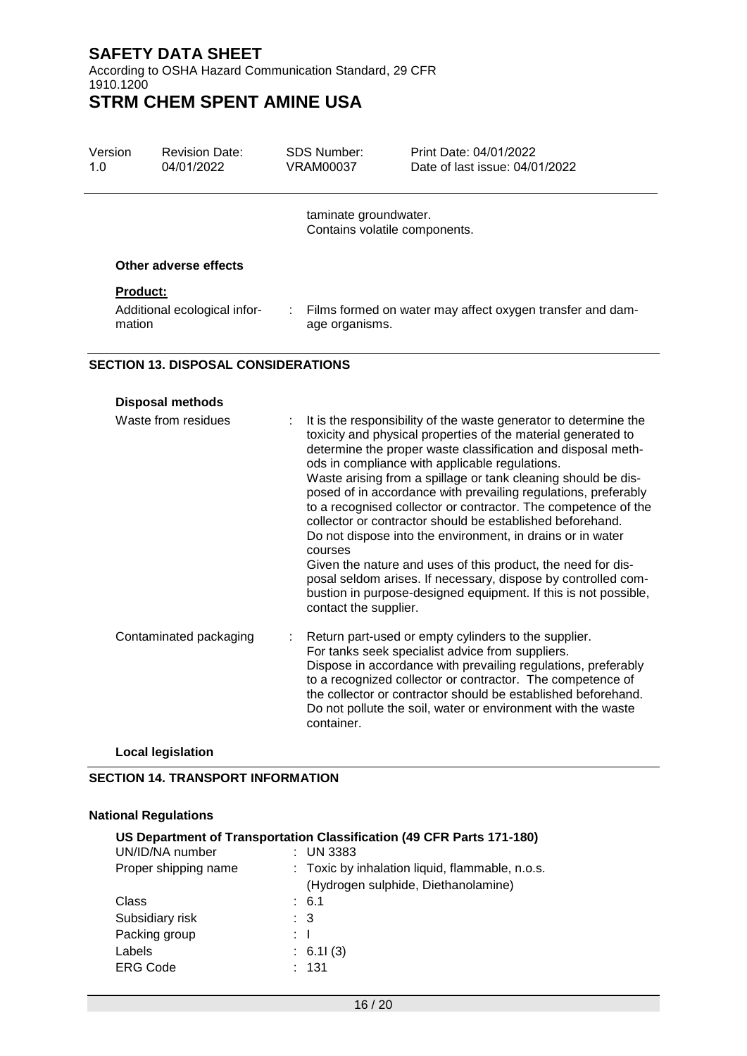taminate groundwater.
Contains volatile components.

**Other adverse effects**

**Product:**

| | | |
|---|---|---|
| Additional ecological information | : | Films formed on water may affect oxygen transfer and damage organisms. |

## SECTION 13. DISPOSAL CONSIDERATIONS

**Disposal methods**

| | | |
|---|---|---|
| Waste from residues | : | It is the responsibility of the waste generator to determine the toxicity and physical properties of the material generated to determine the proper waste classification and disposal methods in compliance with applicable regulations.<br>Waste arising from a spillage or tank cleaning should be disposed of in accordance with prevailing regulations, preferably to a recognised collector or contractor. The competence of the collector or contractor should be established beforehand.<br>Do not dispose into the environment, in drains or in water courses<br>Given the nature and uses of this product, the need for disposal seldom arises. If necessary, dispose by controlled combustion in purpose-designed equipment. If this is not possible, contact the supplier. |
| Contaminated packaging | : | Return part-used or empty cylinders to the supplier.<br>For tanks seek specialist advice from suppliers.<br>Dispose in accordance with prevailing regulations, preferably to a recognized collector or contractor. The competence of the collector or contractor should be established beforehand.<br>Do not pollute the soil, water or environment with the waste container. |

**Local legislation**

## SECTION 14. TRANSPORT INFORMATION

**National Regulations**

**US Department of Transportation Classification (49 CFR Parts 171-180)**

| | | |
|---|---|---|
| UN/ID/NA number | : | UN 3383 |
| Proper shipping name | : | Toxic by inhalation liquid, flammable, n.o.s.<br>(Hydrogen sulphide, Diethanolamine) |
| Class | : | 6.1 |
| Subsidiary risk | : | 3 |
| Packing group | : | I |
| Labels | : | 6.1I (3) |
| ERG Code | : | 131 |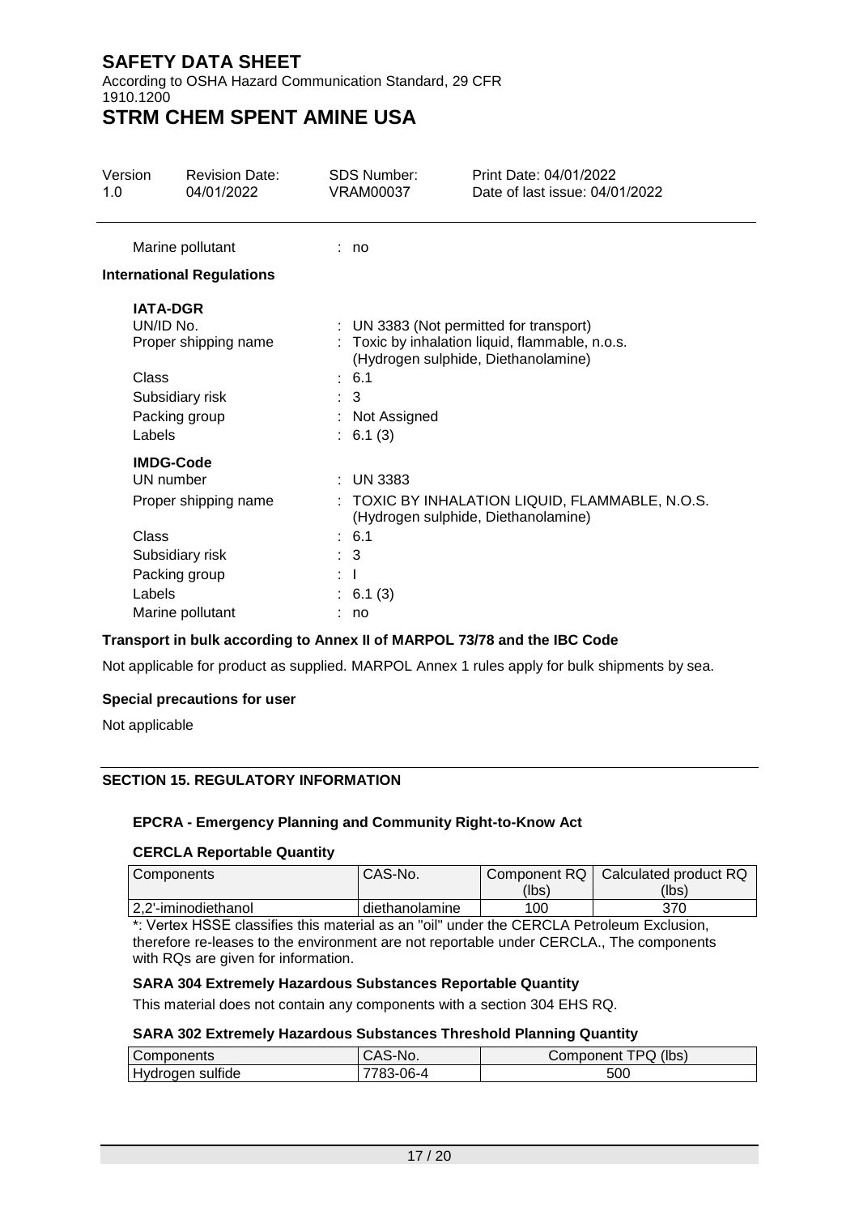Marine pollutant : no

**International Regulations**

**IATA-DGR**

UN/ID No. : UN 3383 (Not permitted for transport)

Proper shipping name : Toxic by inhalation liquid, flammable, n.o.s. (Hydrogen sulphide, Diethanolamine)

Class : 6.1

Subsidiary risk : 3

Packing group : Not Assigned

Labels : 6.1 (3)

**IMDG-Code**

UN number : UN 3383

Proper shipping name : TOXIC BY INHALATION LIQUID, FLAMMABLE, N.O.S. (Hydrogen sulphide, Diethanolamine)

Class : 6.1

Subsidiary risk : 3

Packing group : I

Labels : 6.1 (3)

Marine pollutant : no

**Transport in bulk according to Annex II of MARPOL 73/78 and the IBC Code**

Not applicable for product as supplied. MARPOL Annex 1 rules apply for bulk shipments by sea.

**Special precautions for user**

Not applicable

## SECTION 15. REGULATORY INFORMATION

**EPCRA - Emergency Planning and Community Right-to-Know Act**

**CERCLA Reportable Quantity**

| Components | CAS-No. | Component RQ (lbs) | Calculated product RQ (lbs) |
|---|---|---|---|
| 2,2'-iminodiethanol | diethanolamine | 100 | 370 |

*: Vertex HSSE classifies this material as an "oil" under the CERCLA Petroleum Exclusion, therefore re-leases to the environment are not reportable under CERCLA., The components with RQs are given for information.

**SARA 304 Extremely Hazardous Substances Reportable Quantity**

This material does not contain any components with a section 304 EHS RQ.

**SARA 302 Extremely Hazardous Substances Threshold Planning Quantity**

| Components | CAS-No. | Component TPQ (lbs) |
|---|---|---|
| Hydrogen sulfide | 7783-06-4 | 500 |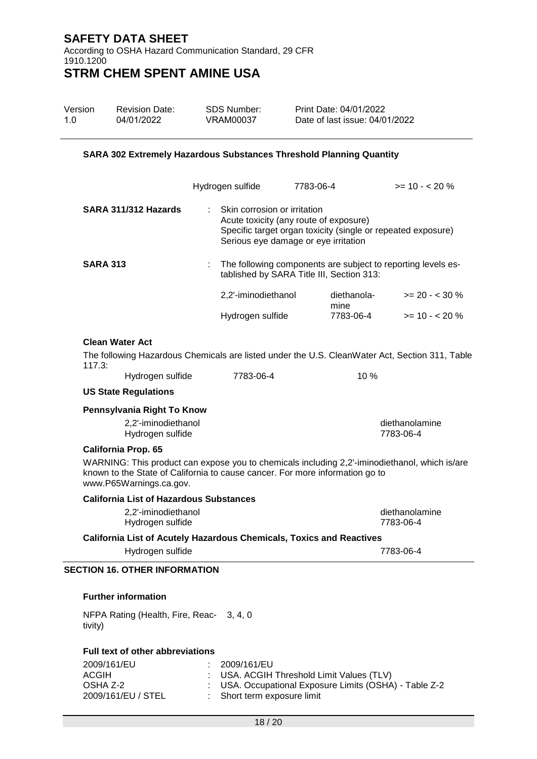### SARA 302 Extremely Hazardous Substances Threshold Planning Quantity

| | | |
|---|---|---|
| Hydrogen sulfide | 7783-06-4 | >= 10 - < 20 % |

**SARA 311/312 Hazards** : Skin corrosion or irritation
Acute toxicity (any route of exposure)
Specific target organ toxicity (single or repeated exposure)
Serious eye damage or eye irritation

**SARA 313** : The following components are subject to reporting levels established by SARA Title III, Section 313:

| | | |
|---|---|---|
| 2,2'-iminodiethanol | diethanolamine | >= 20 - < 30 % |
| Hydrogen sulfide | 7783-06-4 | >= 10 - < 20 % |

#### Clean Water Act

The following Hazardous Chemicals are listed under the U.S. CleanWater Act, Section 311, Table 117.3:

| | | |
|---|---|---|
| Hydrogen sulfide | 7783-06-4 | 10 % |

#### US State Regulations

#### Pennsylvania Right To Know

| | |
|---|---|
| 2,2'-iminodiethanol | diethanolamine |
| Hydrogen sulfide | 7783-06-4 |

#### California Prop. 65

WARNING: This product can expose you to chemicals including 2,2'-iminodiethanol, which is/are known to the State of California to cause cancer. For more information go to www.P65Warnings.ca.gov.

#### California List of Hazardous Substances

| | |
|---|---|
| 2,2'-iminodiethanol | diethanolamine |
| Hydrogen sulfide | 7783-06-4 |

#### California List of Acutely Hazardous Chemicals, Toxics and Reactives

| | |
|---|---|
| Hydrogen sulfide | 7783-06-4 |

## SECTION 16. OTHER INFORMATION

#### Further information

NFPA Rating (Health, Fire, Reactivity) 3, 4, 0

#### Full text of other abbreviations

| | |
|---|---|
| 2009/161/EU | : 2009/161/EU |
| ACGIH | : USA. ACGIH Threshold Limit Values (TLV) |
| OSHA Z-2 | : USA. Occupational Exposure Limits (OSHA) - Table Z-2 |
| 2009/161/EU / STEL | : Short term exposure limit |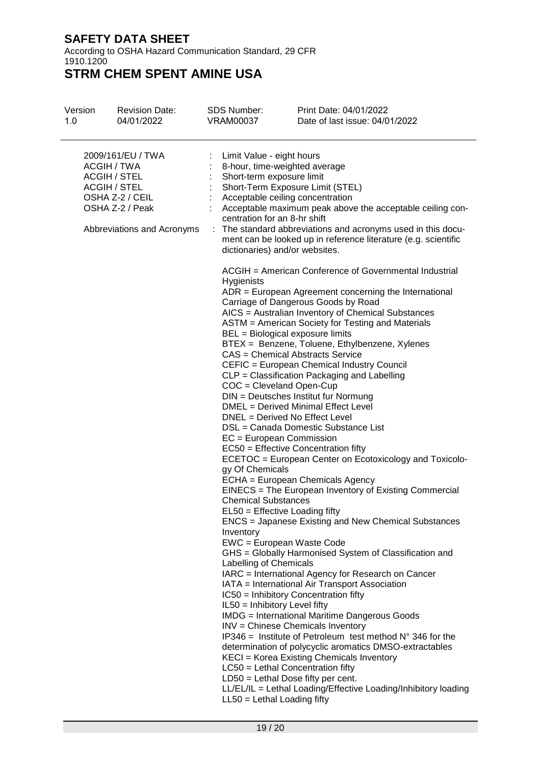| | | |
|---|---|---|
| 2009/161/EU / TWA | : | Limit Value - eight hours |
| ACGIH / TWA | : | 8-hour, time-weighted average |
| ACGIH / STEL | : | Short-term exposure limit |
| ACGIH / STEL | : | Short-Term Exposure Limit (STEL) |
| OSHA Z-2 / CEIL | : | Acceptable ceiling concentration |
| OSHA Z-2 / Peak | : | Acceptable maximum peak above the acceptable ceiling concentration for an 8-hr shift |
| Abbreviations and Acronyms | : | The standard abbreviations and acronyms used in this document can be looked up in reference literature (e.g. scientific dictionaries) and/or websites. |

ACGIH = American Conference of Governmental Industrial Hygienists
ADR = European Agreement concerning the International Carriage of Dangerous Goods by Road
AICS = Australian Inventory of Chemical Substances
ASTM = American Society for Testing and Materials
BEL = Biological exposure limits
BTEX = Benzene, Toluene, Ethylbenzene, Xylenes
CAS = Chemical Abstracts Service
CEFIC = European Chemical Industry Council
CLP = Classification Packaging and Labelling
COC = Cleveland Open-Cup
DIN = Deutsches Institut fur Normung
DMEL = Derived Minimal Effect Level
DNEL = Derived No Effect Level
DSL = Canada Domestic Substance List
EC = European Commission
EC50 = Effective Concentration fifty
ECETOC = European Center on Ecotoxicology and Toxicology Of Chemicals
ECHA = European Chemicals Agency
EINECS = The European Inventory of Existing Commercial Chemical Substances
EL50 = Effective Loading fifty
ENCS = Japanese Existing and New Chemical Substances Inventory
EWC = European Waste Code
GHS = Globally Harmonised System of Classification and Labelling of Chemicals
IARC = International Agency for Research on Cancer
IATA = International Air Transport Association
IC50 = Inhibitory Concentration fifty
IL50 = Inhibitory Level fifty
IMDG = International Maritime Dangerous Goods
INV = Chinese Chemicals Inventory
IP346 = Institute of Petroleum test method N° 346 for the determination of polycyclic aromatics DMSO-extractables
KECI = Korea Existing Chemicals Inventory
LC50 = Lethal Concentration fifty
LD50 = Lethal Dose fifty per cent.
LL/EL/IL = Lethal Loading/Effective Loading/Inhibitory loading
LL50 = Lethal Loading fifty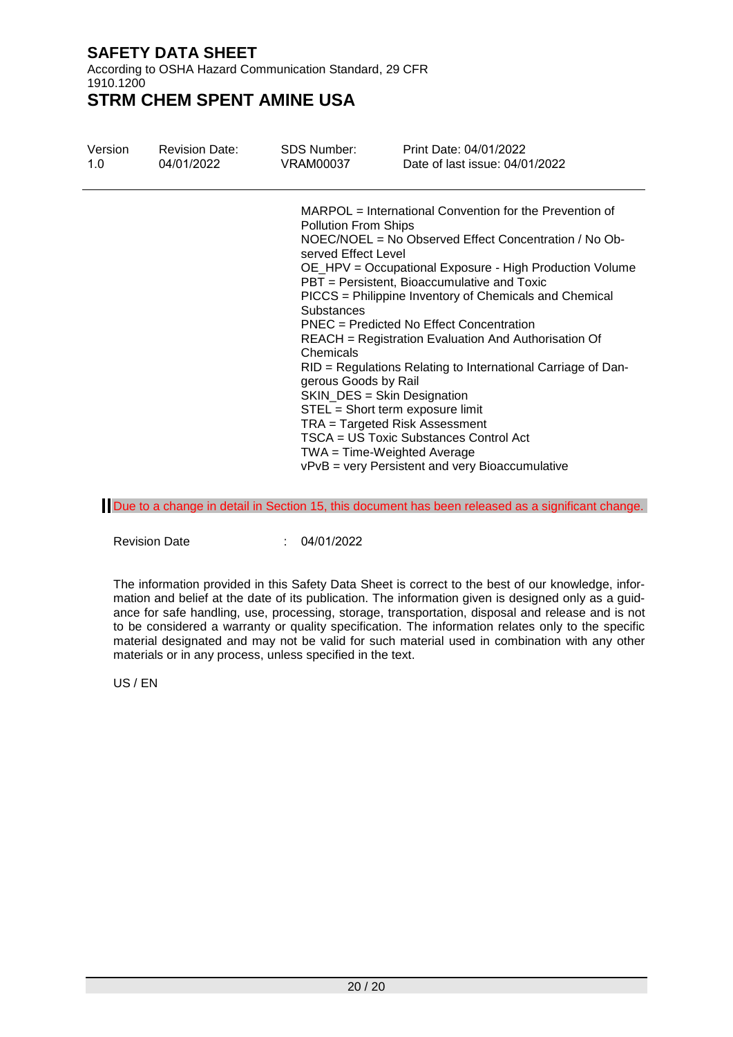MARPOL = International Convention for the Prevention of Pollution From Ships
NOEC/NOEL = No Observed Effect Concentration / No Observed Effect Level
OE_HPV = Occupational Exposure - High Production Volume
PBT = Persistent, Bioaccumulative and Toxic
PICCS = Philippine Inventory of Chemicals and Chemical Substances
PNEC = Predicted No Effect Concentration
REACH = Registration Evaluation And Authorisation Of Chemicals
RID = Regulations Relating to International Carriage of Dangerous Goods by Rail
SKIN_DES = Skin Designation
STEL = Short term exposure limit
TRA = Targeted Risk Assessment
TSCA = US Toxic Substances Control Act
TWA = Time-Weighted Average
vPvB = very Persistent and very Bioaccumulative

Due to a change in detail in Section 15, this document has been released as a significant change.

Revision Date : 04/01/2022

The information provided in this Safety Data Sheet is correct to the best of our knowledge, information and belief at the date of its publication. The information given is designed only as a guidance for safe handling, use, processing, storage, transportation, disposal and release and is not to be considered a warranty or quality specification. The information relates only to the specific material designated and may not be valid for such material used in combination with any other materials or in any process, unless specified in the text.

US / EN